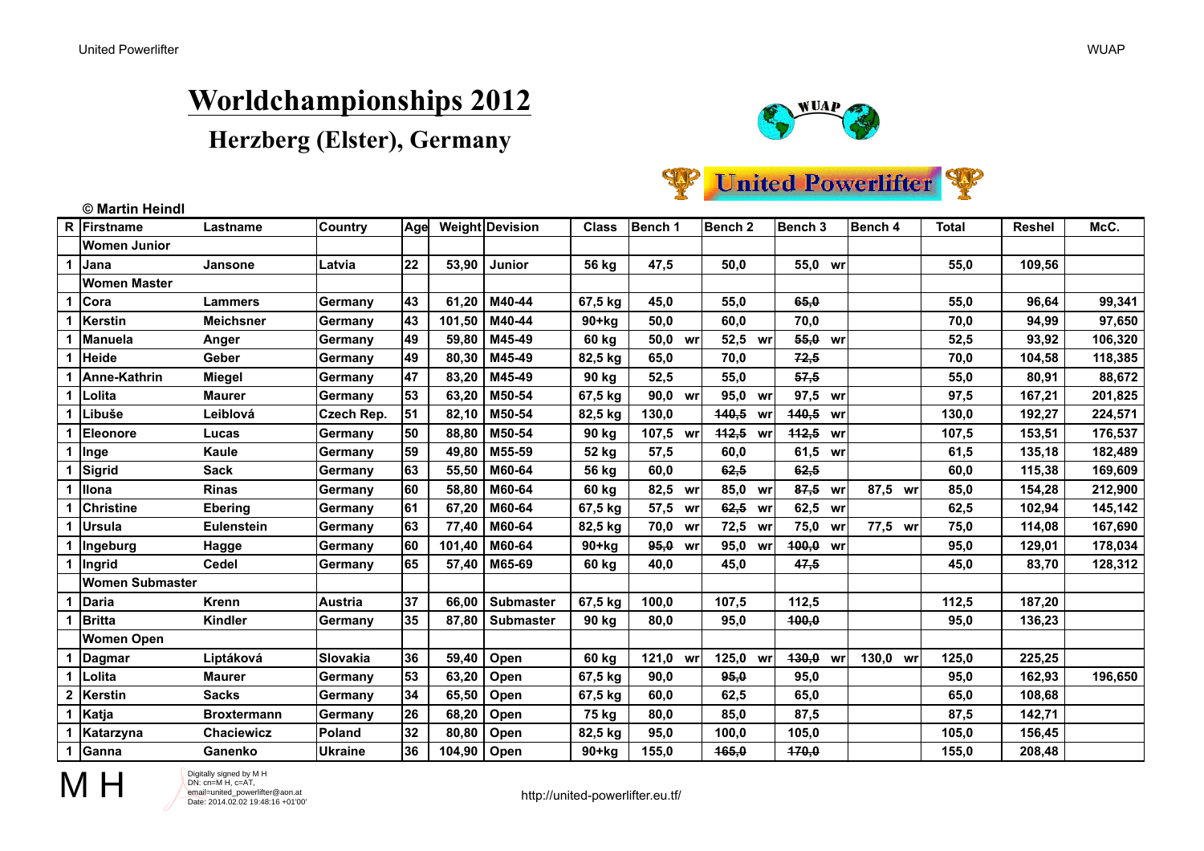# Worldchampionships 2012

## Herzberg (Elster), Germany

United Powerlifter

© Martin Heindl

| R | Firstname | Lastname | Country | Age | Weight | Devision | Class | Bench 1 | Bench 2 | Bench 3 | Bench 4 | Total | Reshel | McC. |
|---|---|---|---|---|---|---|---|---|---|---|---|---|---|---|
| | **Women Junior** | | | | | | | | | | | | | |
| 1 | Jana | Jansone | Latvia | 22 | 53,90 | Junior | 56 kg | 47,5 | 50,0 | 55,0 wr | | 55,0 | 109,56 | |
| | **Women Master** | | | | | | | | | | | | | |
| 1 | Cora | Lammers | Germany | 43 | 61,20 | M40-44 | 67,5 kg | 45,0 | 55,0 | ~~65,0~~ | | 55,0 | 96,64 | 99,341 |
| 1 | Kerstin | Meichsner | Germany | 43 | 101,50 | M40-44 | 90+kg | 50,0 | 60,0 | 70,0 | | 70,0 | 94,99 | 97,650 |
| 1 | Manuela | Anger | Germany | 49 | 59,80 | M45-49 | 60 kg | 50,0 wr | 52,5 wr | ~~55,0~~ wr | | 52,5 | 93,92 | 106,320 |
| 1 | Heide | Geber | Germany | 49 | 80,30 | M45-49 | 82,5 kg | 65,0 | 70,0 | ~~72,5~~ | | 70,0 | 104,58 | 118,385 |
| 1 | Anne-Kathrin | Miegel | Germany | 47 | 83,20 | M45-49 | 90 kg | 52,5 | 55,0 | ~~57,5~~ | | 55,0 | 80,91 | 88,672 |
| 1 | Lolita | Maurer | Germany | 53 | 63,20 | M50-54 | 67,5 kg | 90,0 wr | 95,0 wr | 97,5 wr | | 97,5 | 167,21 | 201,825 |
| 1 | Libuše | Leiblová | Czech Rep. | 51 | 82,10 | M50-54 | 82,5 kg | 130,0 | ~~140,5~~ wr | ~~140,5~~ wr | | 130,0 | 192,27 | 224,571 |
| 1 | Eleonore | Lucas | Germany | 50 | 88,80 | M50-54 | 90 kg | 107,5 wr | ~~112,5~~ wr | ~~112,5~~ wr | | 107,5 | 153,51 | 176,537 |
| 1 | Inge | Kaule | Germany | 59 | 49,80 | M55-59 | 52 kg | 57,5 | 60,0 | 61,5 wr | | 61,5 | 135,18 | 182,489 |
| 1 | Sigrid | Sack | Germany | 63 | 55,50 | M60-64 | 56 kg | 60,0 | ~~62,5~~ | ~~62,5~~ | | 60,0 | 115,38 | 169,609 |
| 1 | Ilona | Rinas | Germany | 60 | 58,80 | M60-64 | 60 kg | 82,5 wr | 85,0 wr | ~~87,5~~ wr | 87,5 wr | 85,0 | 154,28 | 212,900 |
| 1 | Christine | Ebering | Germany | 61 | 67,20 | M60-64 | 67,5 kg | 57,5 wr | ~~62,5~~ wr | 62,5 wr | | 62,5 | 102,94 | 145,142 |
| 1 | Ursula | Eulenstein | Germany | 63 | 77,40 | M60-64 | 82,5 kg | 70,0 wr | 72,5 wr | 75,0 wr | 77,5 wr | 75,0 | 114,08 | 167,690 |
| 1 | Ingeburg | Hagge | Germany | 60 | 101,40 | M60-64 | 90+kg | ~~95,0~~ wr | 95,0 wr | ~~100,0~~ wr | | 95,0 | 129,01 | 178,034 |
| 1 | Ingrid | Cedel | Germany | 65 | 57,40 | M65-69 | 60 kg | 40,0 | 45,0 | ~~47,5~~ | | 45,0 | 83,70 | 128,312 |
| | **Women Submaster** | | | | | | | | | | | | | |
| 1 | Daria | Krenn | Austria | 37 | 66,00 | Submaster | 67,5 kg | 100,0 | 107,5 | 112,5 | | 112,5 | 187,20 | |
| 1 | Britta | Kindler | Germany | 35 | 87,80 | Submaster | 90 kg | 80,0 | 95,0 | ~~100,0~~ | | 95,0 | 136,23 | |
| | **Women Open** | | | | | | | | | | | | | |
| 1 | Dagmar | Liptáková | Slovakia | 36 | 59,40 | Open | 60 kg | 121,0 wr | 125,0 wr | ~~130,0~~ wr | 130,0 wr | 125,0 | 225,25 | |
| 1 | Lolita | Maurer | Germany | 53 | 63,20 | Open | 67,5 kg | 90,0 | ~~95,0~~ | 95,0 | | 95,0 | 162,93 | 196,650 |
| 2 | Kerstin | Sacks | Germany | 34 | 65,50 | Open | 67,5 kg | 60,0 | 62,5 | 65,0 | | 65,0 | 108,68 | |
| 1 | Katja | Broxtermann | Germany | 26 | 68,20 | Open | 75 kg | 80,0 | 85,0 | 87,5 | | 87,5 | 142,71 | |
| 1 | Katarzyna | Chaciewicz | Poland | 32 | 80,80 | Open | 82,5 kg | 95,0 | 100,0 | 105,0 | | 105,0 | 156,45 | |
| 1 | Ganna | Ganenko | Ukraine | 36 | 104,90 | Open | 90+kg | 155,0 | ~~165,0~~ | ~~170,0~~ | | 155,0 | 208,48 | |

M H — Digitally signed by M H
DN: cn=M H, c=AT, email=united_powerlifter@aon.at
Date: 2014.02.02 19:48:16 +01'00'

http://united-powerlifter.eu.tf/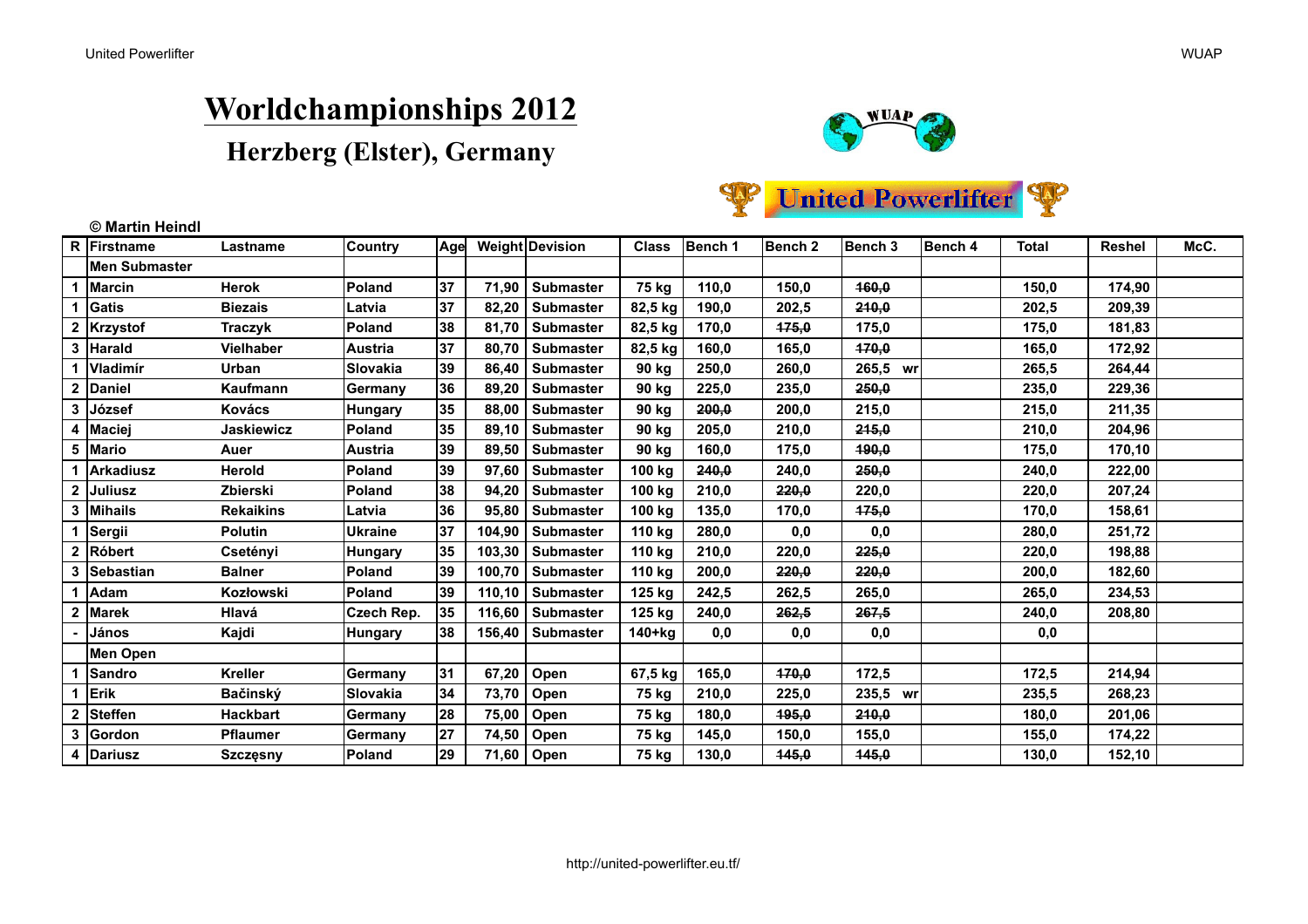# Worldchampionships 2012

## Herzberg (Elster), Germany

**© Martin Heindl**

| R | Firstname | Lastname | Country | Age | Weight | Devision | Class | Bench 1 | Bench 2 | Bench 3 | Bench 4 | Total | Reshel | McC. |
|---|---|---|---|---|---|---|---|---|---|---|---|---|---|---|
| | **Men Submaster** | | | | | | | | | | | | | |
| 1 | Marcin | Herok | Poland | 37 | 71,90 | Submaster | 75 kg | 110,0 | 150,0 | ~~160,0~~ | | 150,0 | 174,90 | |
| 1 | Gatis | Biezais | Latvia | 37 | 82,20 | Submaster | 82,5 kg | 190,0 | 202,5 | ~~210,0~~ | | 202,5 | 209,39 | |
| 2 | Krzystof | Traczyk | Poland | 38 | 81,70 | Submaster | 82,5 kg | 170,0 | ~~175,0~~ | 175,0 | | 175,0 | 181,83 | |
| 3 | Harald | Vielhaber | Austria | 37 | 80,70 | Submaster | 82,5 kg | 160,0 | 165,0 | ~~170,0~~ | | 165,0 | 172,92 | |
| 1 | Vladimír | Urban | Slovakia | 39 | 86,40 | Submaster | 90 kg | 250,0 | 260,0 | 265,5 wr | | 265,5 | 264,44 | |
| 2 | Daniel | Kaufmann | Germany | 36 | 89,20 | Submaster | 90 kg | 225,0 | 235,0 | ~~250,0~~ | | 235,0 | 229,36 | |
| 3 | József | Kovács | Hungary | 35 | 88,00 | Submaster | 90 kg | ~~200,0~~ | 200,0 | 215,0 | | 215,0 | 211,35 | |
| 4 | Maciej | Jaskiewicz | Poland | 35 | 89,10 | Submaster | 90 kg | 205,0 | 210,0 | ~~215,0~~ | | 210,0 | 204,96 | |
| 5 | Mario | Auer | Austria | 39 | 89,50 | Submaster | 90 kg | 160,0 | 175,0 | ~~190,0~~ | | 175,0 | 170,10 | |
| 1 | Arkadiusz | Herold | Poland | 39 | 97,60 | Submaster | 100 kg | ~~240,0~~ | 240,0 | ~~250,0~~ | | 240,0 | 222,00 | |
| 2 | Juliusz | Zbierski | Poland | 38 | 94,20 | Submaster | 100 kg | 210,0 | ~~220,0~~ | 220,0 | | 220,0 | 207,24 | |
| 3 | Mihails | Rekaikins | Latvia | 36 | 95,80 | Submaster | 100 kg | 135,0 | 170,0 | ~~175,0~~ | | 170,0 | 158,61 | |
| 1 | Sergii | Polutin | Ukraine | 37 | 104,90 | Submaster | 110 kg | 280,0 | 0,0 | 0,0 | | 280,0 | 251,72 | |
| 2 | Róbert | Csetényi | Hungary | 35 | 103,30 | Submaster | 110 kg | 210,0 | 220,0 | ~~225,0~~ | | 220,0 | 198,88 | |
| 3 | Sebastian | Balner | Poland | 39 | 100,70 | Submaster | 110 kg | 200,0 | ~~220,0~~ | ~~220,0~~ | | 200,0 | 182,60 | |
| 1 | Adam | Kozłowski | Poland | 39 | 110,10 | Submaster | 125 kg | 242,5 | 262,5 | 265,0 | | 265,0 | 234,53 | |
| 2 | Marek | Hlavá | Czech Rep. | 35 | 116,60 | Submaster | 125 kg | 240,0 | ~~262,5~~ | ~~267,5~~ | | 240,0 | 208,80 | |
| - | János | Kajdi | Hungary | 38 | 156,40 | Submaster | 140+kg | 0,0 | 0,0 | 0,0 | | 0,0 | | |
| | **Men Open** | | | | | | | | | | | | | |
| 1 | Sandro | Kreller | Germany | 31 | 67,20 | Open | 67,5 kg | 165,0 | ~~170,0~~ | 172,5 | | 172,5 | 214,94 | |
| 1 | Erik | Bačinský | Slovakia | 34 | 73,70 | Open | 75 kg | 210,0 | 225,0 | 235,5 wr | | 235,5 | 268,23 | |
| 2 | Steffen | Hackbart | Germany | 28 | 75,00 | Open | 75 kg | 180,0 | ~~195,0~~ | ~~210,0~~ | | 180,0 | 201,06 | |
| 3 | Gordon | Pflaumer | Germany | 27 | 74,50 | Open | 75 kg | 145,0 | 150,0 | 155,0 | | 155,0 | 174,22 | |
| 4 | Dariusz | Szczęsny | Poland | 29 | 71,60 | Open | 75 kg | 130,0 | ~~145,0~~ | ~~145,0~~ | | 130,0 | 152,10 | |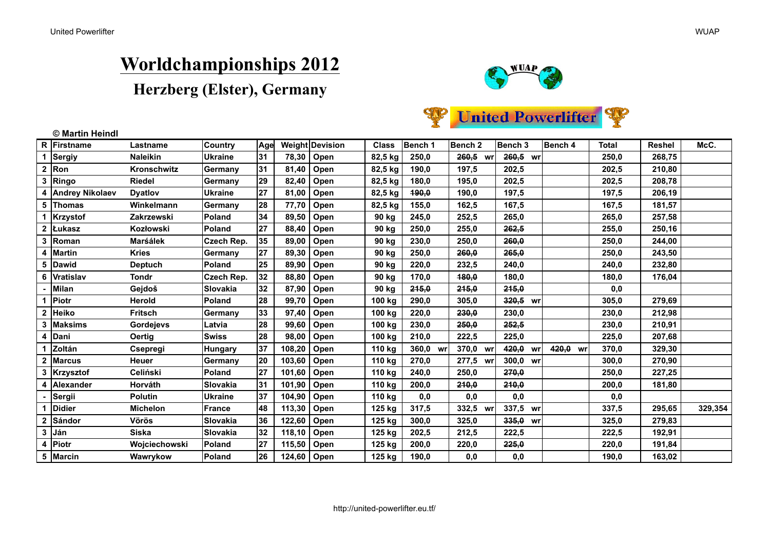# Worldchampionships 2012

## Herzberg (Elster), Germany

**© Martin Heindl**

| R | Firstname | Lastname | Country | Age | Weight | Devision | Class | Bench 1 | Bench 2 | Bench 3 | Bench 4 | Total | Reshel | McC. |
|---|---|---|---|---|---|---|---|---|---|---|---|---|---|---|
| 1 | Sergiy | Naleikin | Ukraine | 31 | 78,30 | Open | 82,5 kg | 250,0 | ~~260,5~~ wr | ~~260,5~~ wr | | 250,0 | 268,75 | |
| 2 | Ron | Kronschwitz | Germany | 31 | 81,40 | Open | 82,5 kg | 190,0 | 197,5 | 202,5 | | 202,5 | 210,80 | |
| 3 | Ringo | Riedel | Germany | 29 | 82,40 | Open | 82,5 kg | 180,0 | 195,0 | 202,5 | | 202,5 | 208,78 | |
| 4 | Andrey Nikolaev | Dyatlov | Ukraine | 27 | 81,00 | Open | 82,5 kg | ~~190,0~~ | 190,0 | 197,5 | | 197,5 | 206,19 | |
| 5 | Thomas | Winkelmann | Germany | 28 | 77,70 | Open | 82,5 kg | 155,0 | 162,5 | 167,5 | | 167,5 | 181,57 | |
| 1 | Krzystof | Zakrzewski | Poland | 34 | 89,50 | Open | 90 kg | 245,0 | 252,5 | 265,0 | | 265,0 | 257,58 | |
| 2 | Łukasz | Kozłowski | Poland | 27 | 88,40 | Open | 90 kg | 250,0 | 255,0 | ~~262,5~~ | | 255,0 | 250,16 | |
| 3 | Roman | Maršálek | Czech Rep. | 35 | 89,00 | Open | 90 kg | 230,0 | 250,0 | ~~260,0~~ | | 250,0 | 244,00 | |
| 4 | Martin | Kries | Germany | 27 | 89,30 | Open | 90 kg | 250,0 | ~~260,0~~ | ~~265,0~~ | | 250,0 | 243,50 | |
| 5 | Dawid | Deptuch | Poland | 25 | 89,90 | Open | 90 kg | 220,0 | 232,5 | 240,0 | | 240,0 | 232,80 | |
| 6 | Vratislav | Tondr | Czech Rep. | 32 | 88,80 | Open | 90 kg | 170,0 | ~~180,0~~ | 180,0 | | 180,0 | 176,04 | |
| - | Milan | Gejdoš | Slovakia | 32 | 87,90 | Open | 90 kg | ~~215,0~~ | ~~215,0~~ | ~~215,0~~ | | 0,0 | | |
| 1 | Piotr | Herold | Poland | 28 | 99,70 | Open | 100 kg | 290,0 | 305,0 | ~~320,5~~ wr | | 305,0 | 279,69 | |
| 2 | Heiko | Fritsch | Germany | 33 | 97,40 | Open | 100 kg | 220,0 | ~~230,0~~ | 230,0 | | 230,0 | 212,98 | |
| 3 | Maksims | Gordejevs | Latvia | 28 | 99,60 | Open | 100 kg | 230,0 | ~~250,0~~ | ~~252,5~~ | | 230,0 | 210,91 | |
| 4 | Dani | Oertig | Swiss | 28 | 98,00 | Open | 100 kg | 210,0 | 222,5 | 225,0 | | 225,0 | 207,68 | |
| 1 | Zoltán | Csepregi | Hungary | 37 | 108,20 | Open | 110 kg | 360,0 wr | 370,0 wr | ~~420,0~~ wr | ~~420,0~~ wr | 370,0 | 329,30 | |
| 2 | Marcus | Heuer | Germany | 20 | 103,60 | Open | 110 kg | 270,0 | 277,5 wr | 300,0 wr | | 300,0 | 270,90 | |
| 3 | Krzysztof | Celiński | Poland | 27 | 101,60 | Open | 110 kg | 240,0 | 250,0 | ~~270,0~~ | | 250,0 | 227,25 | |
| 4 | Alexander | Horváth | Slovakia | 31 | 101,90 | Open | 110 kg | 200,0 | ~~210,0~~ | ~~210,0~~ | | 200,0 | 181,80 | |
| - | Sergii | Polutin | Ukraine | 37 | 104,90 | Open | 110 kg | 0,0 | 0,0 | 0,0 | | 0,0 | | |
| 1 | Didier | Michelon | France | 48 | 113,30 | Open | 125 kg | 317,5 | 332,5 wr | 337,5 wr | | 337,5 | 295,65 | 329,354 |
| 2 | Sándor | Vörös | Slovakia | 36 | 122,60 | Open | 125 kg | 300,0 | 325,0 | ~~335,0~~ wr | | 325,0 | 279,83 | |
| 3 | Ján | Siska | Slovakia | 32 | 118,10 | Open | 125 kg | 202,5 | 212,5 | 222,5 | | 222,5 | 192,91 | |
| 4 | Piotr | Wojciechowski | Poland | 27 | 115,50 | Open | 125 kg | 200,0 | 220,0 | ~~225,0~~ | | 220,0 | 191,84 | |
| 5 | Marcin | Wawrykow | Poland | 26 | 124,60 | Open | 125 kg | 190,0 | 0,0 | 0,0 | | 190,0 | 163,02 | |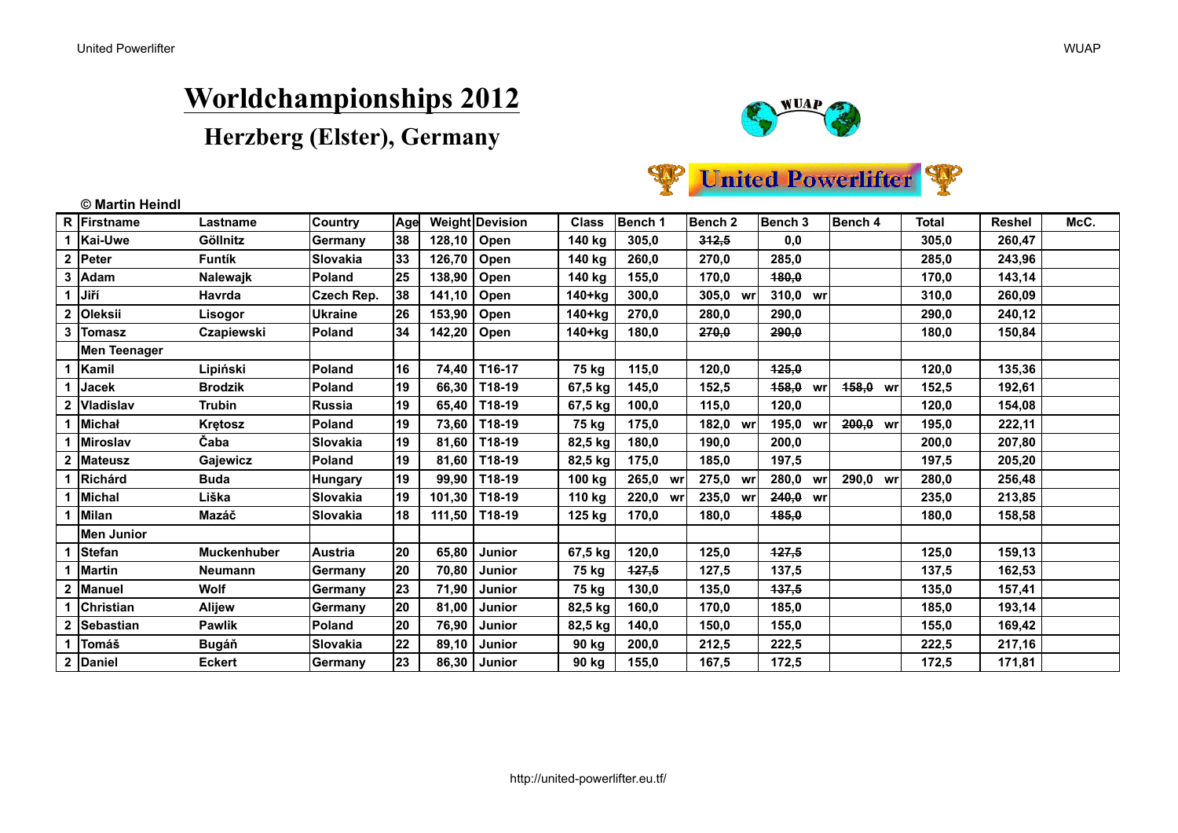# Worldchampionships 2012

## Herzberg (Elster), Germany

© Martin Heindl

| R | Firstname | Lastname | Country | Age | Weight | Devision | Class | Bench 1 | Bench 2 | Bench 3 | Bench 4 | Total | Reshel | McC. |
|---|---|---|---|---|---|---|---|---|---|---|---|---|---|---|
| 1 | Kai-Uwe | Göllnitz | Germany | 38 | 128,10 | Open | 140 kg | 305,0 | ~~312,5~~ | 0,0 | | 305,0 | 260,47 | |
| 2 | Peter | Funtík | Slovakia | 33 | 126,70 | Open | 140 kg | 260,0 | 270,0 | 285,0 | | 285,0 | 243,96 | |
| 3 | Adam | Nalewajk | Poland | 25 | 138,90 | Open | 140 kg | 155,0 | 170,0 | ~~180,0~~ | | 170,0 | 143,14 | |
| 1 | Jiří | Havrda | Czech Rep. | 38 | 141,10 | Open | 140+kg | 300,0 | 305,0 wr | 310,0 wr | | 310,0 | 260,09 | |
| 2 | Oleksii | Lisogor | Ukraine | 26 | 153,90 | Open | 140+kg | 270,0 | 280,0 | 290,0 | | 290,0 | 240,12 | |
| 3 | Tomasz | Czapiewski | Poland | 34 | 142,20 | Open | 140+kg | 180,0 | ~~270,0~~ | ~~290,0~~ | | 180,0 | 150,84 | |
| | Men Teenager | | | | | | | | | | | | | |
| 1 | Kamil | Lipiński | Poland | 16 | 74,40 | T16-17 | 75 kg | 115,0 | 120,0 | ~~125,0~~ | | 120,0 | 135,36 | |
| 1 | Jacek | Brodzik | Poland | 19 | 66,30 | T18-19 | 67,5 kg | 145,0 | 152,5 | ~~158,0~~ wr | ~~158,0~~ wr | 152,5 | 192,61 | |
| 2 | Vladislav | Trubin | Russia | 19 | 65,40 | T18-19 | 67,5 kg | 100,0 | 115,0 | 120,0 | | 120,0 | 154,08 | |
| 1 | Michał | Krętosz | Poland | 19 | 73,60 | T18-19 | 75 kg | 175,0 | 182,0 wr | 195,0 wr | ~~200,0~~ wr | 195,0 | 222,11 | |
| 1 | Miroslav | Čaba | Slovakia | 19 | 81,60 | T18-19 | 82,5 kg | 180,0 | 190,0 | 200,0 | | 200,0 | 207,80 | |
| 2 | Mateusz | Gajewicz | Poland | 19 | 81,60 | T18-19 | 82,5 kg | 175,0 | 185,0 | 197,5 | | 197,5 | 205,20 | |
| 1 | Richárd | Buda | Hungary | 19 | 99,90 | T18-19 | 100 kg | 265,0 wr | 275,0 wr | 280,0 wr | 290,0 wr | 280,0 | 256,48 | |
| 1 | Michal | Liška | Slovakia | 19 | 101,30 | T18-19 | 110 kg | 220,0 wr | 235,0 wr | ~~240,0~~ wr | | 235,0 | 213,85 | |
| 1 | Milan | Mazáč | Slovakia | 18 | 111,50 | T18-19 | 125 kg | 170,0 | 180,0 | ~~185,0~~ | | 180,0 | 158,58 | |
| | Men Junior | | | | | | | | | | | | | |
| 1 | Stefan | Muckenhuber | Austria | 20 | 65,80 | Junior | 67,5 kg | 120,0 | 125,0 | ~~127,5~~ | | 125,0 | 159,13 | |
| 1 | Martin | Neumann | Germany | 20 | 70,80 | Junior | 75 kg | ~~127,5~~ | 127,5 | 137,5 | | 137,5 | 162,53 | |
| 2 | Manuel | Wolf | Germany | 23 | 71,90 | Junior | 75 kg | 130,0 | 135,0 | ~~137,5~~ | | 135,0 | 157,41 | |
| 1 | Christian | Alijew | Germany | 20 | 81,00 | Junior | 82,5 kg | 160,0 | 170,0 | 185,0 | | 185,0 | 193,14 | |
| 2 | Sebastian | Pawlik | Poland | 20 | 76,90 | Junior | 82,5 kg | 140,0 | 150,0 | 155,0 | | 155,0 | 169,42 | |
| 1 | Tomáš | Bugáň | Slovakia | 22 | 89,10 | Junior | 90 kg | 200,0 | 212,5 | 222,5 | | 222,5 | 217,16 | |
| 2 | Daniel | Eckert | Germany | 23 | 86,30 | Junior | 90 kg | 155,0 | 167,5 | 172,5 | | 172,5 | 171,81 | |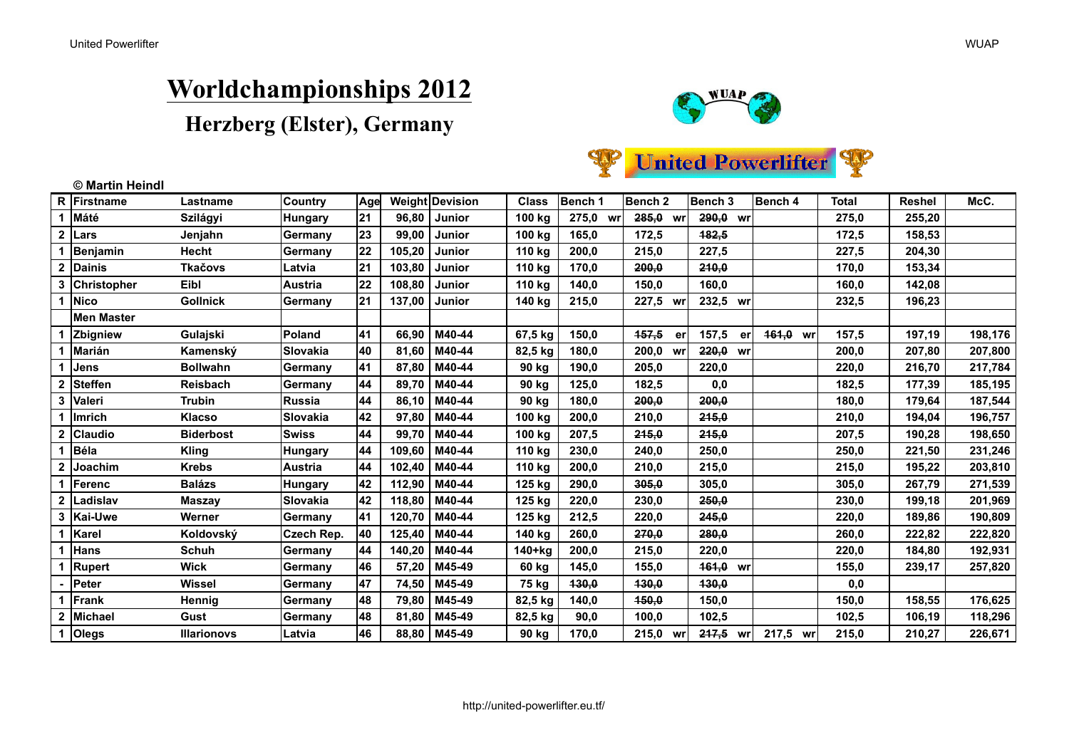# Worldchampionships 2012

## Herzberg (Elster), Germany

© Martin Heindl

| R | Firstname | Lastname | Country | Age | Weight | Devision | Class | Bench 1 | Bench 2 | Bench 3 | Bench 4 | Total | Reshel | McC. |
|---|---|---|---|---|---|---|---|---|---|---|---|---|---|---|
| 1 | Máté | Szilágyi | Hungary | 21 | 96,80 | Junior | 100 kg | 275,0 wr | ~~285,0~~ wr | ~~290,0~~ wr | | 275,0 | 255,20 | |
| 2 | Lars | Jenjahn | Germany | 23 | 99,00 | Junior | 100 kg | 165,0 | 172,5 | ~~182,5~~ | | 172,5 | 158,53 | |
| 1 | Benjamin | Hecht | Germany | 22 | 105,20 | Junior | 110 kg | 200,0 | 215,0 | 227,5 | | 227,5 | 204,30 | |
| 2 | Dainis | Tkačovs | Latvia | 21 | 103,80 | Junior | 110 kg | 170,0 | ~~200,0~~ | ~~210,0~~ | | 170,0 | 153,34 | |
| 3 | Christopher | Eibl | Austria | 22 | 108,80 | Junior | 110 kg | 140,0 | 150,0 | 160,0 | | 160,0 | 142,08 | |
| 1 | Nico | Gollnick | Germany | 21 | 137,00 | Junior | 140 kg | 215,0 | 227,5 wr | 232,5 wr | | 232,5 | 196,23 | |
| | Men Master | | | | | | | | | | | | | |
| 1 | Zbigniew | Gulajski | Poland | 41 | 66,90 | M40-44 | 67,5 kg | 150,0 | ~~157,5~~ er | 157,5 er | ~~161,0~~ wr | 157,5 | 197,19 | 198,176 |
| 1 | Marián | Kamenský | Slovakia | 40 | 81,60 | M40-44 | 82,5 kg | 180,0 | 200,0 wr | ~~220,0~~ wr | | 200,0 | 207,80 | 207,800 |
| 1 | Jens | Bollwahn | Germany | 41 | 87,80 | M40-44 | 90 kg | 190,0 | 205,0 | 220,0 | | 220,0 | 216,70 | 217,784 |
| 2 | Steffen | Reisbach | Germany | 44 | 89,70 | M40-44 | 90 kg | 125,0 | 182,5 | 0,0 | | 182,5 | 177,39 | 185,195 |
| 3 | Valeri | Trubin | Russia | 44 | 86,10 | M40-44 | 90 kg | 180,0 | ~~200,0~~ | ~~200,0~~ | | 180,0 | 179,64 | 187,544 |
| 1 | Imrich | Klacso | Slovakia | 42 | 97,80 | M40-44 | 100 kg | 200,0 | 210,0 | ~~215,0~~ | | 210,0 | 194,04 | 196,757 |
| 2 | Claudio | Biderbost | Swiss | 44 | 99,70 | M40-44 | 100 kg | 207,5 | ~~215,0~~ | ~~215,0~~ | | 207,5 | 190,28 | 198,650 |
| 1 | Béla | Kling | Hungary | 44 | 109,60 | M40-44 | 110 kg | 230,0 | 240,0 | 250,0 | | 250,0 | 221,50 | 231,246 |
| 2 | Joachim | Krebs | Austria | 44 | 102,40 | M40-44 | 110 kg | 200,0 | 210,0 | 215,0 | | 215,0 | 195,22 | 203,810 |
| 1 | Ferenc | Balázs | Hungary | 42 | 112,90 | M40-44 | 125 kg | 290,0 | ~~305,0~~ | 305,0 | | 305,0 | 267,79 | 271,539 |
| 2 | Ladislav | Maszay | Slovakia | 42 | 118,80 | M40-44 | 125 kg | 220,0 | 230,0 | ~~250,0~~ | | 230,0 | 199,18 | 201,969 |
| 3 | Kai-Uwe | Werner | Germany | 41 | 120,70 | M40-44 | 125 kg | 212,5 | 220,0 | ~~245,0~~ | | 220,0 | 189,86 | 190,809 |
| 1 | Karel | Koldovský | Czech Rep. | 40 | 125,40 | M40-44 | 140 kg | 260,0 | ~~270,0~~ | ~~280,0~~ | | 260,0 | 222,82 | 222,820 |
| 1 | Hans | Schuh | Germany | 44 | 140,20 | M40-44 | 140+kg | 200,0 | 215,0 | 220,0 | | 220,0 | 184,80 | 192,931 |
| 1 | Rupert | Wick | Germany | 46 | 57,20 | M45-49 | 60 kg | 145,0 | 155,0 | ~~161,0~~ wr | | 155,0 | 239,17 | 257,820 |
| - | Peter | Wissel | Germany | 47 | 74,50 | M45-49 | 75 kg | ~~130,0~~ | ~~130,0~~ | ~~130,0~~ | | 0,0 | | |
| 1 | Frank | Hennig | Germany | 48 | 79,80 | M45-49 | 82,5 kg | 140,0 | ~~150,0~~ | 150,0 | | 150,0 | 158,55 | 176,625 |
| 2 | Michael | Gust | Germany | 48 | 81,80 | M45-49 | 82,5 kg | 90,0 | 100,0 | 102,5 | | 102,5 | 106,19 | 118,296 |
| 1 | Olegs | Illarionovs | Latvia | 46 | 88,80 | M45-49 | 90 kg | 170,0 | 215,0 wr | ~~217,5~~ wr | 217,5 wr | 215,0 | 210,27 | 226,671 |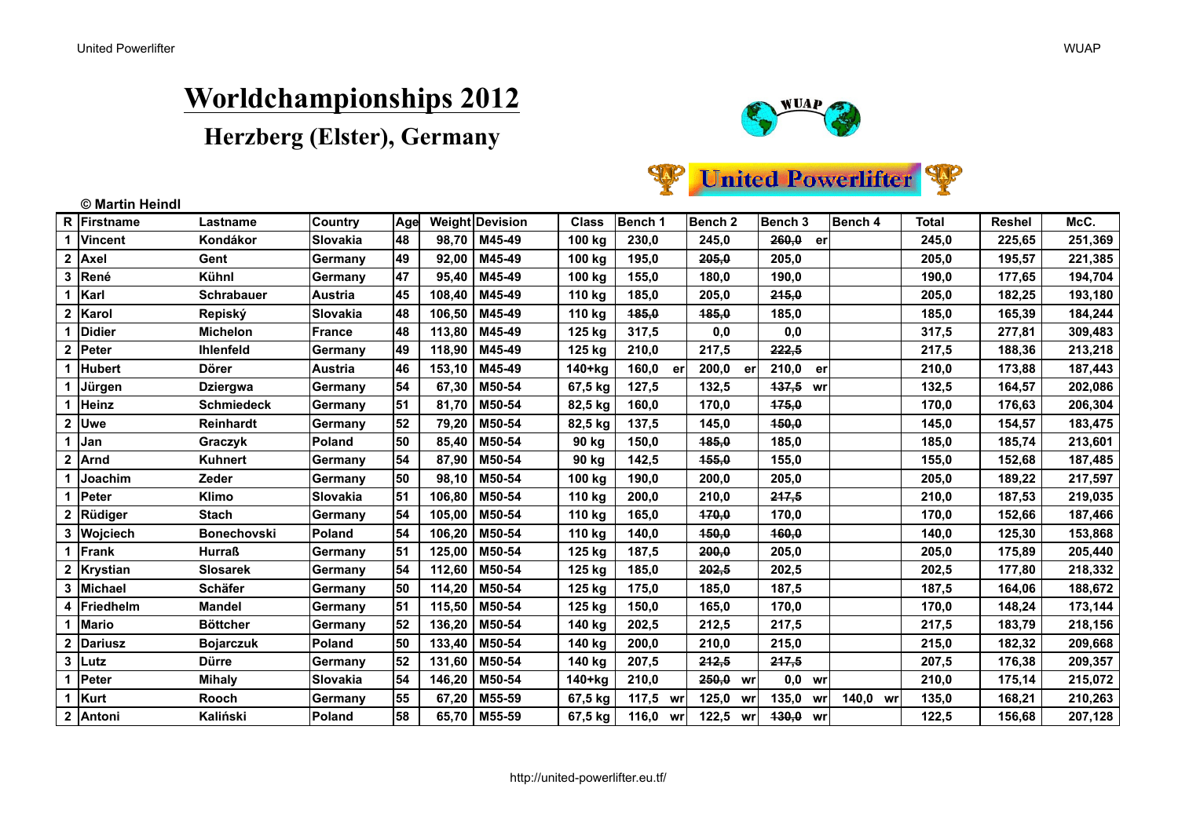# Worldchampionships 2012

## Herzberg (Elster), Germany

**© Martin Heindl**

| R | Firstname | Lastname | Country | Age | Weight | Devision | Class | Bench 1 | Bench 2 | Bench 3 | Bench 4 | Total | Reshel | McC. |
|---|---|---|---|---|---|---|---|---|---|---|---|---|---|---|
| 1 | Vincent | Kondákor | Slovakia | 48 | 98,70 | M45-49 | 100 kg | 230,0 | 245,0 | ~~260,0~~ er | | 245,0 | 225,65 | 251,369 |
| 2 | Axel | Gent | Germany | 49 | 92,00 | M45-49 | 100 kg | 195,0 | ~~205,0~~ | 205,0 | | 205,0 | 195,57 | 221,385 |
| 3 | René | Kühnl | Germany | 47 | 95,40 | M45-49 | 100 kg | 155,0 | 180,0 | 190,0 | | 190,0 | 177,65 | 194,704 |
| 1 | Karl | Schrabauer | Austria | 45 | 108,40 | M45-49 | 110 kg | 185,0 | 205,0 | ~~215,0~~ | | 205,0 | 182,25 | 193,180 |
| 2 | Karol | Repiský | Slovakia | 48 | 106,50 | M45-49 | 110 kg | ~~185,0~~ | ~~185,0~~ | 185,0 | | 185,0 | 165,39 | 184,244 |
| 1 | Didier | Michelon | France | 48 | 113,80 | M45-49 | 125 kg | 317,5 | 0,0 | 0,0 | | 317,5 | 277,81 | 309,483 |
| 2 | Peter | Ihlenfeld | Germany | 49 | 118,90 | M45-49 | 125 kg | 210,0 | 217,5 | ~~222,5~~ | | 217,5 | 188,36 | 213,218 |
| 1 | Hubert | Dörer | Austria | 46 | 153,10 | M45-49 | 140+kg | 160,0 er | 200,0 er | 210,0 er | | 210,0 | 173,88 | 187,443 |
| 1 | Jürgen | Dziergwa | Germany | 54 | 67,30 | M50-54 | 67,5 kg | 127,5 | 132,5 | ~~137,5~~ wr | | 132,5 | 164,57 | 202,086 |
| 1 | Heinz | Schmiedeck | Germany | 51 | 81,70 | M50-54 | 82,5 kg | 160,0 | 170,0 | ~~175,0~~ | | 170,0 | 176,63 | 206,304 |
| 2 | Uwe | Reinhardt | Germany | 52 | 79,20 | M50-54 | 82,5 kg | 137,5 | 145,0 | ~~150,0~~ | | 145,0 | 154,57 | 183,475 |
| 1 | Jan | Graczyk | Poland | 50 | 85,40 | M50-54 | 90 kg | 150,0 | ~~185,0~~ | 185,0 | | 185,0 | 185,74 | 213,601 |
| 2 | Arnd | Kuhnert | Germany | 54 | 87,90 | M50-54 | 90 kg | 142,5 | ~~155,0~~ | 155,0 | | 155,0 | 152,68 | 187,485 |
| 1 | Joachim | Zeder | Germany | 50 | 98,10 | M50-54 | 100 kg | 190,0 | 200,0 | 205,0 | | 205,0 | 189,22 | 217,597 |
| 1 | Peter | Klimo | Slovakia | 51 | 106,80 | M50-54 | 110 kg | 200,0 | 210,0 | ~~217,5~~ | | 210,0 | 187,53 | 219,035 |
| 2 | Rüdiger | Stach | Germany | 54 | 105,00 | M50-54 | 110 kg | 165,0 | ~~170,0~~ | 170,0 | | 170,0 | 152,66 | 187,466 |
| 3 | Wojciech | Bonechovski | Poland | 54 | 106,20 | M50-54 | 110 kg | 140,0 | ~~150,0~~ | ~~160,0~~ | | 140,0 | 125,30 | 153,868 |
| 1 | Frank | Hurraß | Germany | 51 | 125,00 | M50-54 | 125 kg | 187,5 | ~~200,0~~ | 205,0 | | 205,0 | 175,89 | 205,440 |
| 2 | Krystian | Slosarek | Germany | 54 | 112,60 | M50-54 | 125 kg | 185,0 | ~~202,5~~ | 202,5 | | 202,5 | 177,80 | 218,332 |
| 3 | Michael | Schäfer | Germany | 50 | 114,20 | M50-54 | 125 kg | 175,0 | 185,0 | 187,5 | | 187,5 | 164,06 | 188,672 |
| 4 | Friedhelm | Mandel | Germany | 51 | 115,50 | M50-54 | 125 kg | 150,0 | 165,0 | 170,0 | | 170,0 | 148,24 | 173,144 |
| 1 | Mario | Böttcher | Germany | 52 | 136,20 | M50-54 | 140 kg | 202,5 | 212,5 | 217,5 | | 217,5 | 183,79 | 218,156 |
| 2 | Dariusz | Bojarczuk | Poland | 50 | 133,40 | M50-54 | 140 kg | 200,0 | 210,0 | 215,0 | | 215,0 | 182,32 | 209,668 |
| 3 | Lutz | Dürre | Germany | 52 | 131,60 | M50-54 | 140 kg | 207,5 | ~~212,5~~ | ~~217,5~~ | | 207,5 | 176,38 | 209,357 |
| 1 | Peter | Mihaly | Slovakia | 54 | 146,20 | M50-54 | 140+kg | 210,0 | ~~250,0~~ wr | 0,0 wr | | 210,0 | 175,14 | 215,072 |
| 1 | Kurt | Rooch | Germany | 55 | 67,20 | M55-59 | 67,5 kg | 117,5 wr | 125,0 wr | 135,0 wr | 140,0 wr | 135,0 | 168,21 | 210,263 |
| 2 | Antoni | Kaliński | Poland | 58 | 65,70 | M55-59 | 67,5 kg | 116,0 wr | 122,5 wr | ~~130,0~~ wr | | 122,5 | 156,68 | 207,128 |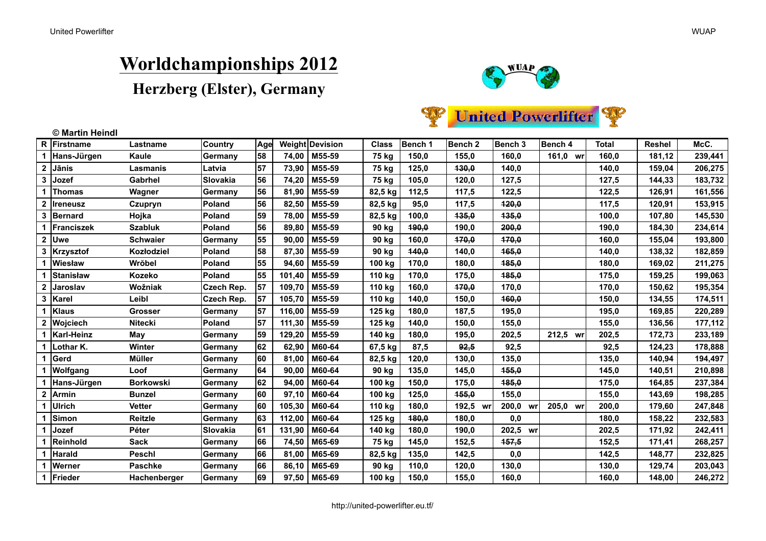# Worldchampionships 2012

## Herzberg (Elster), Germany

**© Martin Heindl**

| R | Firstname | Lastname | Country | Age | Weight | Devision | Class | Bench 1 | Bench 2 | Bench 3 | Bench 4 | Total | Reshel | McC. |
|---|---|---|---|---|---|---|---|---|---|---|---|---|---|---|
| 1 | Hans-Jürgen | Kaule | Germany | 58 | 74,00 | M55-59 | 75 kg | 150,0 | 155,0 | 160,0 | 161,0 wr | 160,0 | 181,12 | 239,441 |
| 2 | Jānis | Lasmanis | Latvia | 57 | 73,90 | M55-59 | 75 kg | 125,0 | ~~130,0~~ | 140,0 | | 140,0 | 159,04 | 206,275 |
| 3 | Jozef | Gabrhel | Slovakia | 56 | 74,20 | M55-59 | 75 kg | 105,0 | 120,0 | 127,5 | | 127,5 | 144,33 | 183,732 |
| 1 | Thomas | Wagner | Germany | 56 | 81,90 | M55-59 | 82,5 kg | 112,5 | 117,5 | 122,5 | | 122,5 | 126,91 | 161,556 |
| 2 | Ireneusz | Czupryn | Poland | 56 | 82,50 | M55-59 | 82,5 kg | 95,0 | 117,5 | ~~120,0~~ | | 117,5 | 120,91 | 153,915 |
| 3 | Bernard | Hojka | Poland | 59 | 78,00 | M55-59 | 82,5 kg | 100,0 | ~~135,0~~ | ~~135,0~~ | | 100,0 | 107,80 | 145,530 |
| 1 | Franciszek | Szabluk | Poland | 56 | 89,80 | M55-59 | 90 kg | ~~190,0~~ | 190,0 | ~~200,0~~ | | 190,0 | 184,30 | 234,614 |
| 2 | Uwe | Schwaier | Germany | 55 | 90,00 | M55-59 | 90 kg | 160,0 | ~~170,0~~ | ~~170,0~~ | | 160,0 | 155,04 | 193,800 |
| 3 | Krzysztof | Kozłodziel | Poland | 58 | 87,30 | M55-59 | 90 kg | ~~140,0~~ | 140,0 | ~~165,0~~ | | 140,0 | 138,32 | 182,859 |
| 1 | Wiesław | Wròbel | Poland | 55 | 94,60 | M55-59 | 100 kg | 170,0 | 180,0 | ~~185,0~~ | | 180,0 | 169,02 | 211,275 |
| 1 | Stanisław | Kozeko | Poland | 55 | 101,40 | M55-59 | 110 kg | 170,0 | 175,0 | ~~185,0~~ | | 175,0 | 159,25 | 199,063 |
| 2 | Jaroslav | Wožniak | Czech Rep. | 57 | 109,70 | M55-59 | 110 kg | 160,0 | ~~170,0~~ | 170,0 | | 170,0 | 150,62 | 195,354 |
| 3 | Karel | Leibl | Czech Rep. | 57 | 105,70 | M55-59 | 110 kg | 140,0 | 150,0 | ~~160,0~~ | | 150,0 | 134,55 | 174,511 |
| 1 | Klaus | Grosser | Germany | 57 | 116,00 | M55-59 | 125 kg | 180,0 | 187,5 | 195,0 | | 195,0 | 169,85 | 220,289 |
| 2 | Wojciech | Nitecki | Poland | 57 | 111,30 | M55-59 | 125 kg | 140,0 | 150,0 | 155,0 | | 155,0 | 136,56 | 177,112 |
| 1 | Karl-Heinz | May | Germany | 59 | 129,20 | M55-59 | 140 kg | 180,0 | 195,0 | 202,5 | 212,5 wr | 202,5 | 172,73 | 233,189 |
| 1 | Lothar K. | Winter | Germany | 62 | 62,90 | M60-64 | 67,5 kg | 87,5 | ~~92,5~~ | 92,5 | | 92,5 | 124,23 | 178,888 |
| 1 | Gerd | Müller | Germany | 60 | 81,00 | M60-64 | 82,5 kg | 120,0 | 130,0 | 135,0 | | 135,0 | 140,94 | 194,497 |
| 1 | Wolfgang | Loof | Germany | 64 | 90,00 | M60-64 | 90 kg | 135,0 | 145,0 | ~~155,0~~ | | 145,0 | 140,51 | 210,898 |
| 1 | Hans-Jürgen | Borkowski | Germany | 62 | 94,00 | M60-64 | 100 kg | 150,0 | 175,0 | ~~185,0~~ | | 175,0 | 164,85 | 237,384 |
| 2 | Armin | Bunzel | Germany | 60 | 97,10 | M60-64 | 100 kg | 125,0 | ~~155,0~~ | 155,0 | | 155,0 | 143,69 | 198,285 |
| 1 | Ulrich | Vetter | Germany | 60 | 105,30 | M60-64 | 110 kg | 180,0 | 192,5 wr | 200,0 wr | 205,0 wr | 200,0 | 179,60 | 247,848 |
| 1 | Simon | Reitzle | Germany | 63 | 112,00 | M60-64 | 125 kg | ~~180,0~~ | 180,0 | 0,0 | | 180,0 | 158,22 | 232,583 |
| 1 | Jozef | Péter | Slovakia | 61 | 131,90 | M60-64 | 140 kg | 180,0 | 190,0 | 202,5 wr | | 202,5 | 171,92 | 242,411 |
| 1 | Reinhold | Sack | Germany | 66 | 74,50 | M65-69 | 75 kg | 145,0 | 152,5 | ~~157,5~~ | | 152,5 | 171,41 | 268,257 |
| 1 | Harald | Peschl | Germany | 66 | 81,00 | M65-69 | 82,5 kg | 135,0 | 142,5 | 0,0 | | 142,5 | 148,77 | 232,825 |
| 1 | Werner | Paschke | Germany | 66 | 86,10 | M65-69 | 90 kg | 110,0 | 120,0 | 130,0 | | 130,0 | 129,74 | 203,043 |
| 1 | Frieder | Hachenberger | Germany | 69 | 97,50 | M65-69 | 100 kg | 150,0 | 155,0 | 160,0 | | 160,0 | 148,00 | 246,272 |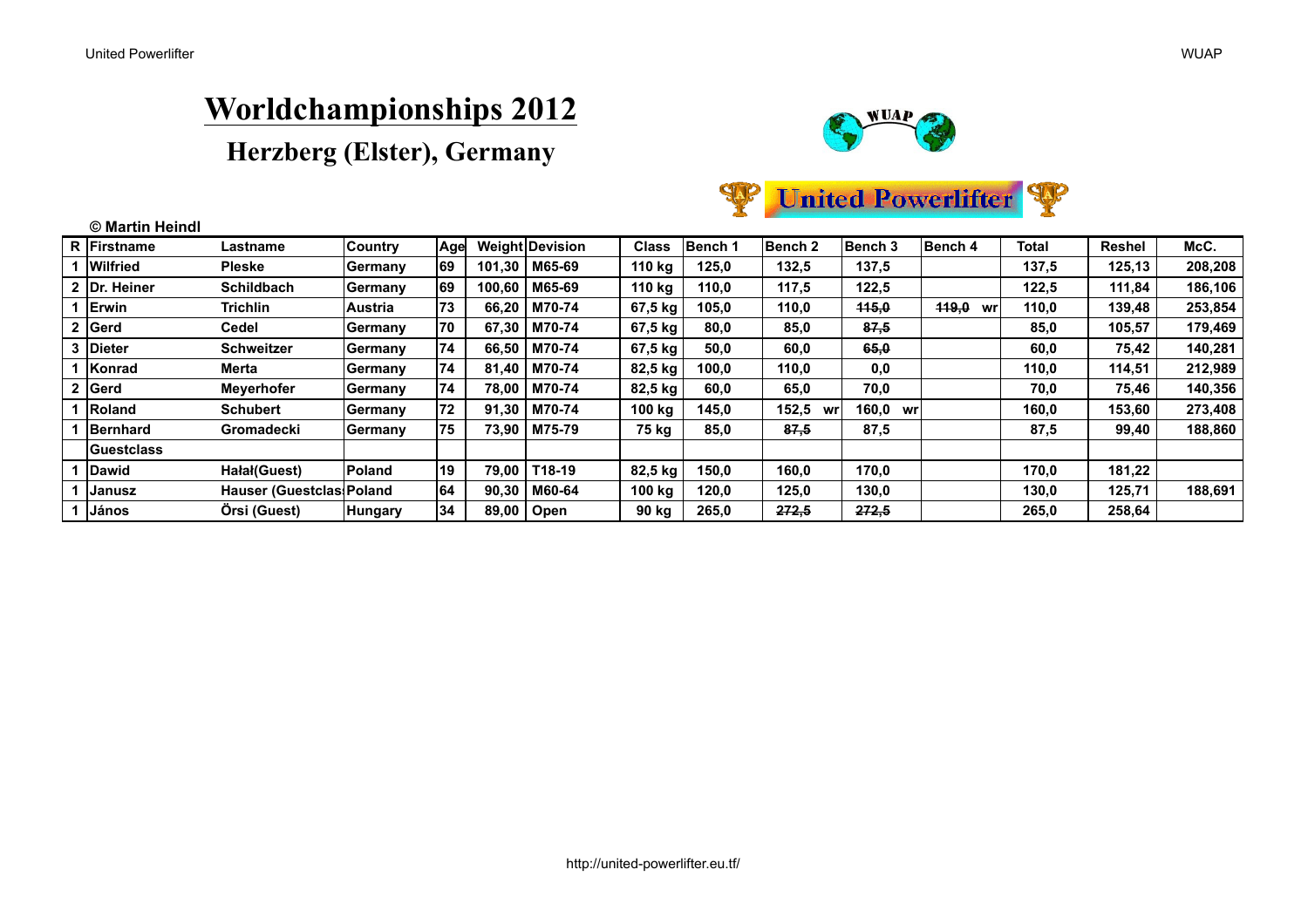# Worldchampionships 2012

## Herzberg (Elster), Germany

United Powerlifter

© Martin Heindl

| R | Firstname | Lastname | Country | Age | Weight | Devision | Class | Bench 1 | Bench 2 | Bench 3 | Bench 4 | Total | Reshel | McC. |
|---|---|---|---|---|---|---|---|---|---|---|---|---|---|---|
| 1 | Wilfried | Pleske | Germany | 69 | 101,30 | M65-69 | 110 kg | 125,0 | 132,5 | 137,5 | | 137,5 | 125,13 | 208,208 |
| 2 | Dr. Heiner | Schildbach | Germany | 69 | 100,60 | M65-69 | 110 kg | 110,0 | 117,5 | 122,5 | | 122,5 | 111,84 | 186,106 |
| 1 | Erwin | Trichlin | Austria | 73 | 66,20 | M70-74 | 67,5 kg | 105,0 | 110,0 | ~~115,0~~ | ~~119,0~~ wr | 110,0 | 139,48 | 253,854 |
| 2 | Gerd | Cedel | Germany | 70 | 67,30 | M70-74 | 67,5 kg | 80,0 | 85,0 | ~~87,5~~ | | 85,0 | 105,57 | 179,469 |
| 3 | Dieter | Schweitzer | Germany | 74 | 66,50 | M70-74 | 67,5 kg | 50,0 | 60,0 | ~~65,0~~ | | 60,0 | 75,42 | 140,281 |
| 1 | Konrad | Merta | Germany | 74 | 81,40 | M70-74 | 82,5 kg | 100,0 | 110,0 | 0,0 | | 110,0 | 114,51 | 212,989 |
| 2 | Gerd | Meyerhofer | Germany | 74 | 78,00 | M70-74 | 82,5 kg | 60,0 | 65,0 | 70,0 | | 70,0 | 75,46 | 140,356 |
| 1 | Roland | Schubert | Germany | 72 | 91,30 | M70-74 | 100 kg | 145,0 | 152,5 wr | 160,0 wr | | 160,0 | 153,60 | 273,408 |
| 1 | Bernhard | Gromadecki | Germany | 75 | 73,90 | M75-79 | 75 kg | 85,0 | ~~87,5~~ | 87,5 | | 87,5 | 99,40 | 188,860 |
| | Guestclass | | | | | | | | | | | | | |
| 1 | Dawid | Hałał(Guest) | Poland | 19 | 79,00 | T18-19 | 82,5 kg | 150,0 | 160,0 | 170,0 | | 170,0 | 181,22 | |
| 1 | Janusz | Hauser (Guestclas | Poland | 64 | 90,30 | M60-64 | 100 kg | 120,0 | 125,0 | 130,0 | | 130,0 | 125,71 | 188,691 |
| 1 | János | Örsi (Guest) | Hungary | 34 | 89,00 | Open | 90 kg | 265,0 | ~~272,5~~ | ~~272,5~~ | | 265,0 | 258,64 | |